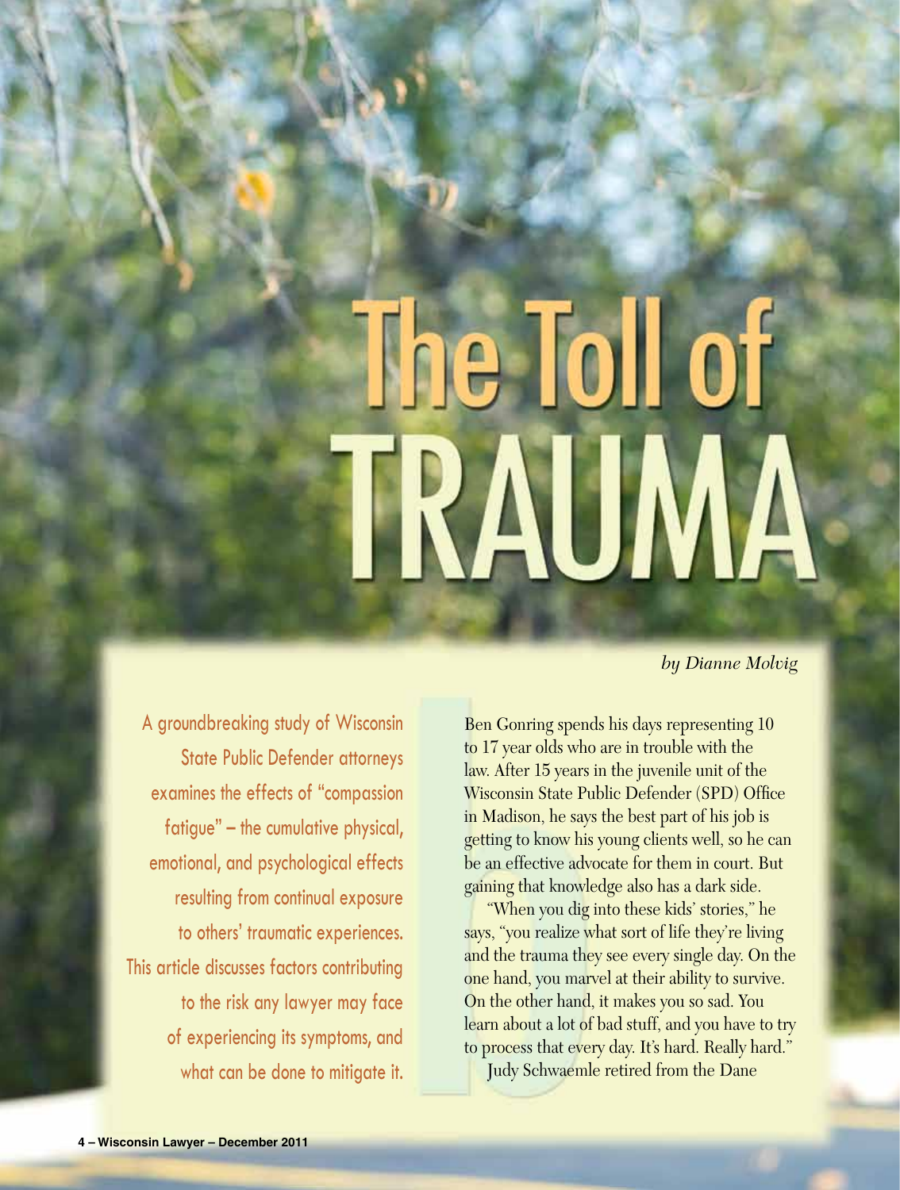# The Toll of TRAUMA

*by Dianne Molvig*

A groundbreaking study of Wisconsin State Public Defender attorneys examines the effects of "compassion fatigue" – the cumulative physical, emotional, and psychological effects resulting from continual exposure to others' traumatic experiences. This article discusses factors contributing to the risk any lawyer may face of experiencing its symptoms, and what can be done to mitigate it.

Ben Gonring spends his days representing 10 to 17 year olds who are in trouble with the law. After 15 years in the juvenile unit of the Wisconsin State Public Defender (SPD) Office in Madison, he says the best part of his job is getting to know his young clients well, so he can be an effective advocate for them in court. But gaining that knowledge also has a dark side.

"When you dig into these kids' stories," he says, "you realize what sort of life they're living and the trauma they see every single day. On the one hand, you marvel at their ability to survive. On the other hand, it makes you so sad. You learn about a lot of bad stuff, and you have to try to process that every day. It's hard. Really hard."

Judy Schwaemle retired from the Dane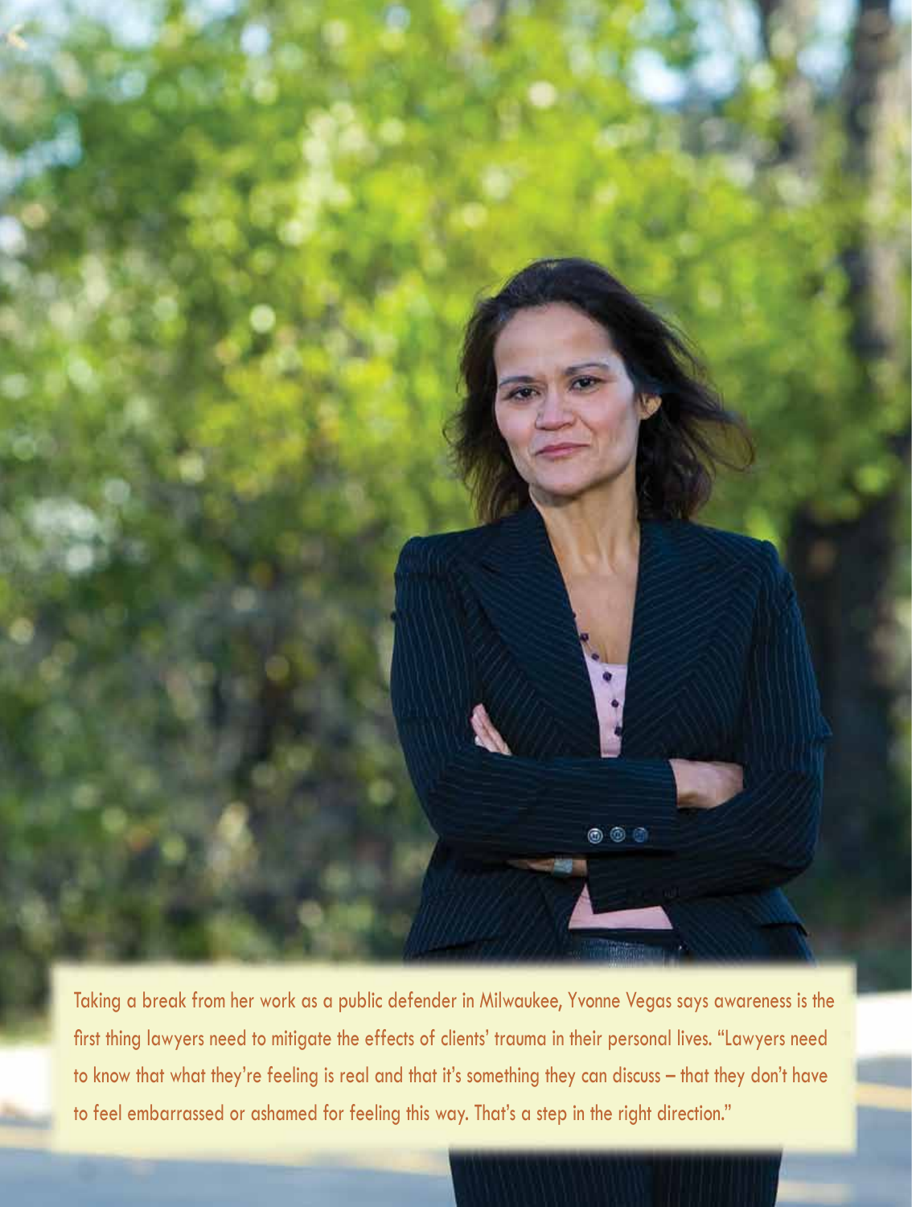Taking a break from her work as a public defender in Milwaukee, Yvonne Vegas says awareness is the first thing lawyers need to mitigate the effects of clients' trauma in their personal lives. "Lawyers need to know that what they're feeling is real and that it's something they can discuss – that they don't have to feel embarrassed or ashamed for feeling this way. That's a step in the right direction."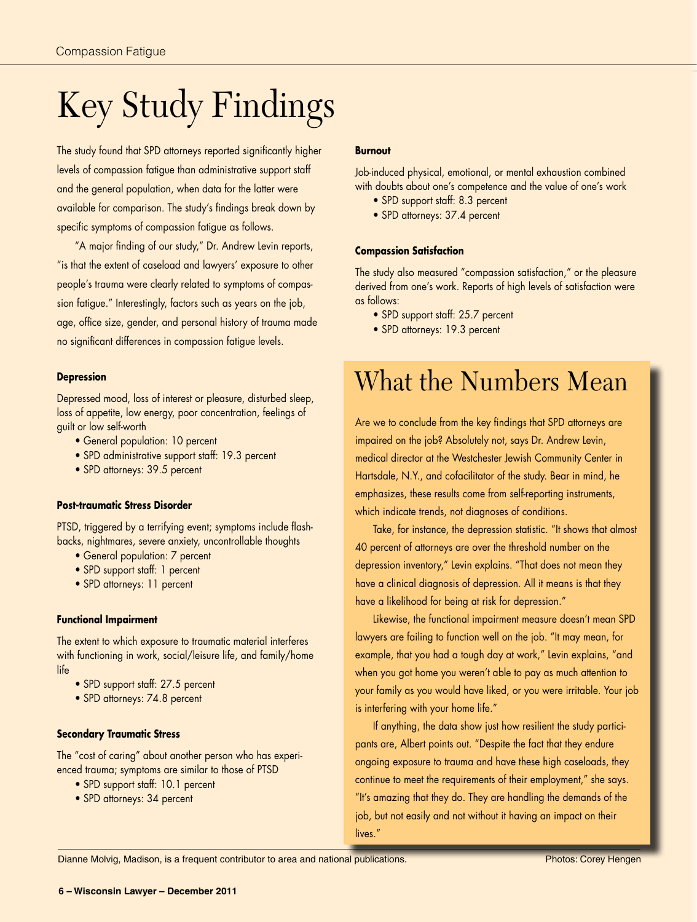# Key Study Findings

The study found that SPD attorneys reported significantly higher levels of compassion fatigue than administrative support staff and the general population, when data for the latter were available for comparison. The study's findings break down by specific symptoms of compassion fatigue as follows.

"A major finding of our study," Dr. Andrew Levin reports, "is that the extent of caseload and lawyers' exposure to other people's trauma were clearly related to symptoms of compassion fatigue." Interestingly, factors such as years on the job, age, office size, gender, and personal history of trauma made no significant differences in compassion fatigue levels.

**Depression**

Depressed mood, loss of interest or pleasure, disturbed sleep, loss of appetite, low energy, poor concentration, feelings of guilt or low self-worth

- General population: 10 percent
- SPD administrative support staff: 19.3 percent
- SPD attorneys: 39.5 percent

**Post-traumatic Stress Disorder**

PTSD, triggered by a terrifying event; symptoms include flashbacks, nightmares, severe anxiety, uncontrollable thoughts

- General population: 7 percent
- SPD support staff: 1 percent
- SPD attorneys: 11 percent

**Functional Impairment**

The extent to which exposure to traumatic material interferes with functioning in work, social/leisure life, and family/home life

- SPD support staff: 27.5 percent
- SPD attorneys: 74.8 percent

**Secondary Traumatic Stress**

The "cost of caring" about another person who has experienced trauma; symptoms are similar to those of PTSD

- SPD support staff: 10.1 percent
- SPD attorneys: 34 percent

**Burnout**

Job-induced physical, emotional, or mental exhaustion combined with doubts about one's competence and the value of one's work

- SPD support staff: 8.3 percent
- SPD attorneys: 37.4 percent

**Compassion Satisfaction**

The study also measured "compassion satisfaction," or the pleasure derived from one's work. Reports of high levels of satisfaction were as follows:

- SPD support staff: 25.7 percent
- SPD attorneys: 19.3 percent

# What the Numbers Mean

Are we to conclude from the key findings that SPD attorneys are impaired on the job? Absolutely not, says Dr. Andrew Levin, medical director at the Westchester Jewish Community Center in Hartsdale, N.Y., and cofacilitator of the study. Bear in mind, he emphasizes, these results come from self-reporting instruments, which indicate trends, not diagnoses of conditions.

Take, for instance, the depression statistic. "It shows that almost 40 percent of attorneys are over the threshold number on the depression inventory," Levin explains. "That does not mean they have a clinical diagnosis of depression. All it means is that they have a likelihood for being at risk for depression."

Likewise, the functional impairment measure doesn't mean SPD lawyers are failing to function well on the job. "It may mean, for example, that you had a tough day at work," Levin explains, "and when you got home you weren't able to pay as much attention to your family as you would have liked, or you were irritable. Your job is interfering with your home life."

If anything, the data show just how resilient the study participants are, Albert points out. "Despite the fact that they endure ongoing exposure to trauma and have these high caseloads, they continue to meet the requirements of their employment," she says. "It's amazing that they do. They are handling the demands of the job, but not easily and not without it having an impact on their lives."

Dianne Molvig, Madison, is a frequent contributor to area and national publications.

Photos: Corey Hengen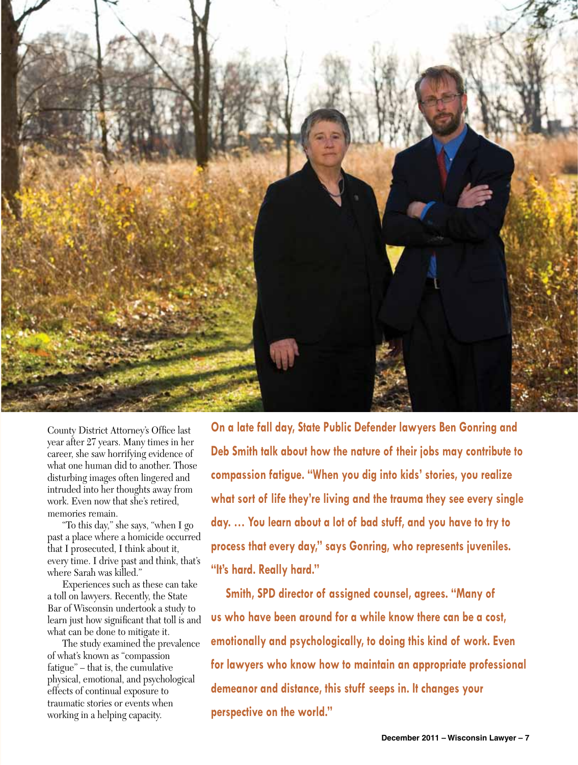County District Attorney's Office last year after 27 years. Many times in her career, she saw horrifying evidence of what one human did to another. Those disturbing images often lingered and intruded into her thoughts away from work. Even now that she's retired, memories remain.

"To this day," she says, "when I go past a place where a homicide occurred that I prosecuted, I think about it, every time. I drive past and think, that's where Sarah was killed."

Experiences such as these can take a toll on lawyers. Recently, the State Bar of Wisconsin undertook a study to learn just how significant that toll is and what can be done to mitigate it.

The study examined the prevalence of what's known as "compassion fatigue" – that is, the cumulative physical, emotional, and psychological effects of continual exposure to traumatic stories or events when working in a helping capacity.

**On a late fall day, State Public Defender lawyers Ben Gonring and Deb Smith talk about how the nature of their jobs may contribute to compassion fatigue. "When you dig into kids' stories, you realize what sort of life they're living and the trauma they see every single day. … You learn about a lot of bad stuff, and you have to try to process that every day," says Gonring, who represents juveniles. "It's hard. Really hard."**

**Smith, SPD director of assigned counsel, agrees. "Many of us who have been around for a while know there can be a cost, emotionally and psychologically, to doing this kind of work. Even for lawyers who know how to maintain an appropriate professional demeanor and distance, this stuff seeps in. It changes your perspective on the world."**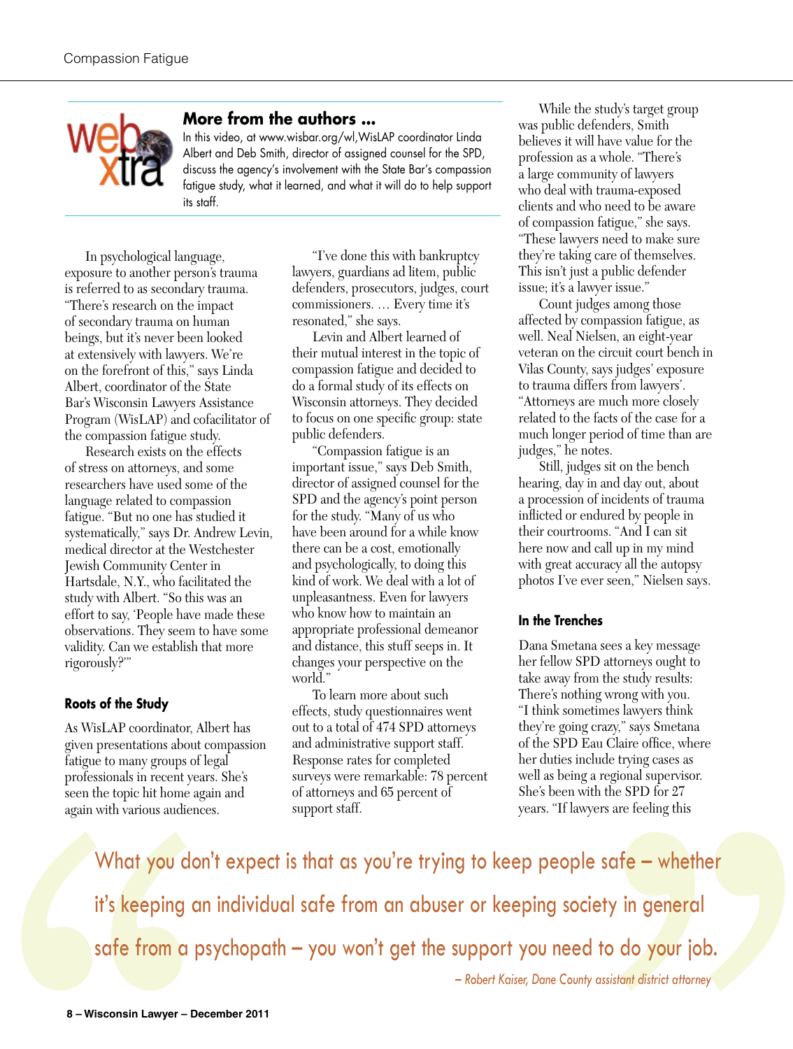### More from the authors ...

In this video, at www.wisbar.org/wl, WisLAP coordinator Linda Albert and Deb Smith, director of assigned counsel for the SPD, discuss the agency's involvement with the State Bar's compassion fatigue study, what it learned, and what it will do to help support its staff.

In psychological language, exposure to another person's trauma is referred to as secondary trauma. "There's research on the impact of secondary trauma on human beings, but it's never been looked at extensively with lawyers. We're on the forefront of this," says Linda Albert, coordinator of the State Bar's Wisconsin Lawyers Assistance Program (WisLAP) and cofacilitator of the compassion fatigue study.

Research exists on the effects of stress on attorneys, and some researchers have used some of the language related to compassion fatigue. "But no one has studied it systematically," says Dr. Andrew Levin, medical director at the Westchester Jewish Community Center in Hartsdale, N.Y., who facilitated the study with Albert. "So this was an effort to say, 'People have made these observations. They seem to have some validity. Can we establish that more rigorously?'"

#### Roots of the Study

As WisLAP coordinator, Albert has given presentations about compassion fatigue to many groups of legal professionals in recent years. She's seen the topic hit home again and again with various audiences.

"I've done this with bankruptcy lawyers, guardians ad litem, public defenders, prosecutors, judges, court commissioners. … Every time it's resonated," she says.

Levin and Albert learned of their mutual interest in the topic of compassion fatigue and decided to do a formal study of its effects on Wisconsin attorneys. They decided to focus on one specific group: state public defenders.

"Compassion fatigue is an important issue," says Deb Smith, director of assigned counsel for the SPD and the agency's point person for the study. "Many of us who have been around for a while know there can be a cost, emotionally and psychologically, to doing this kind of work. We deal with a lot of unpleasantness. Even for lawyers who know how to maintain an appropriate professional demeanor and distance, this stuff seeps in. It changes your perspective on the world."

To learn more about such effects, study questionnaires went out to a total of 474 SPD attorneys and administrative support staff. Response rates for completed surveys were remarkable: 78 percent of attorneys and 65 percent of support staff.

While the study's target group was public defenders, Smith believes it will have value for the profession as a whole. "There's a large community of lawyers who deal with trauma-exposed clients and who need to be aware of compassion fatigue," she says. "These lawyers need to make sure they're taking care of themselves. This isn't just a public defender issue; it's a lawyer issue."

Count judges among those affected by compassion fatigue, as well. Neal Nielsen, an eight-year veteran on the circuit court bench in Vilas County, says judges' exposure to trauma differs from lawyers'. "Attorneys are much more closely related to the facts of the case for a much longer period of time than are judges," he notes.

Still, judges sit on the bench hearing, day in and day out, about a procession of incidents of trauma inflicted or endured by people in their courtrooms. "And I can sit here now and call up in my mind with great accuracy all the autopsy photos I've ever seen," Nielsen says.

#### In the Trenches

Dana Smetana sees a key message her fellow SPD attorneys ought to take away from the study results: There's nothing wrong with you. "I think sometimes lawyers think they're going crazy," says Smetana of the SPD Eau Claire office, where her duties include trying cases as well as being a regional supervisor. She's been with the SPD for 27 years. "If lawyers are feeling this

> What you don't expect is that as you're trying to keep people safe – whether it's keeping an individual safe from an abuser or keeping society in general safe from a psychopath – you won't get the support you need to do your job.
>
> *– Robert Kaiser, Dane County assistant district attorney*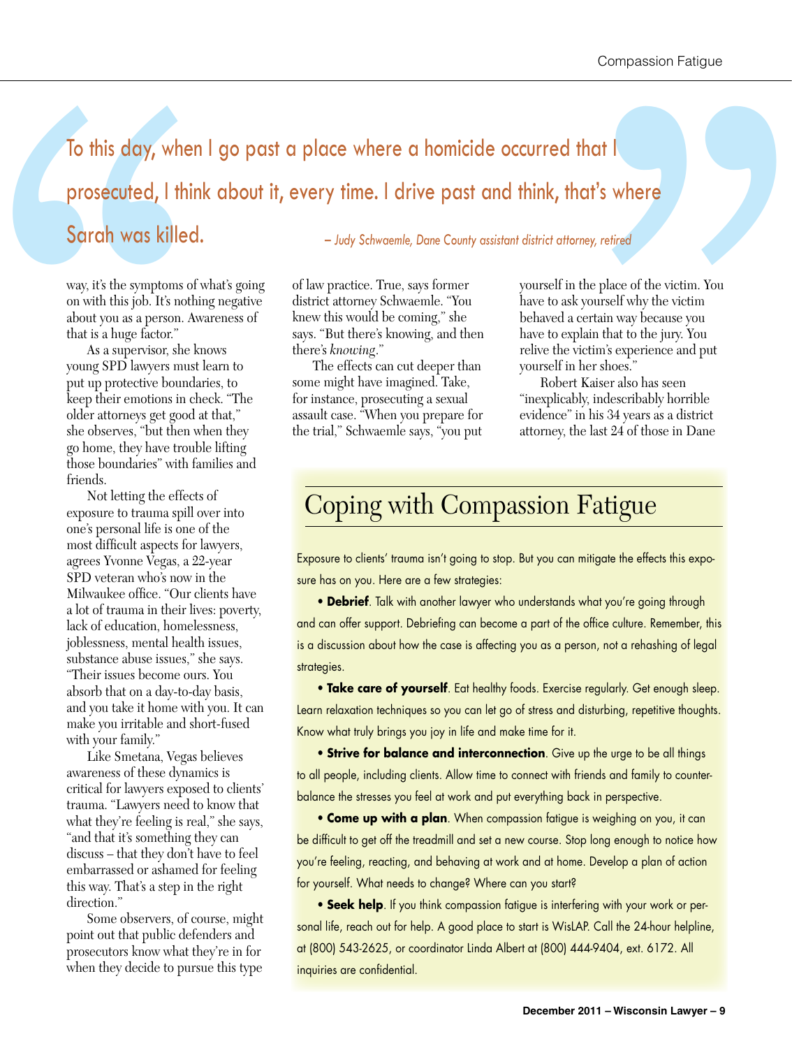> To this day, when I go past a place where a homicide occurred that I prosecuted, I think about it, every time. I drive past and think, that's where Sarah was killed.
>
> *– Judy Schwaemle, Dane County assistant district attorney, retired*

way, it's the symptoms of what's going on with this job. It's nothing negative about you as a person. Awareness of that is a huge factor."

As a supervisor, she knows young SPD lawyers must learn to put up protective boundaries, to keep their emotions in check. "The older attorneys get good at that," she observes, "but then when they go home, they have trouble lifting those boundaries" with families and friends.

Not letting the effects of exposure to trauma spill over into one's personal life is one of the most difficult aspects for lawyers, agrees Yvonne Vegas, a 22-year SPD veteran who's now in the Milwaukee office. "Our clients have a lot of trauma in their lives: poverty, lack of education, homelessness, joblessness, mental health issues, substance abuse issues," she says. "Their issues become ours. You absorb that on a day-to-day basis, and you take it home with you. It can make you irritable and short-fused with your family."

Like Smetana, Vegas believes awareness of these dynamics is critical for lawyers exposed to clients' trauma. "Lawyers need to know that what they're feeling is real," she says, "and that it's something they can discuss – that they don't have to feel embarrassed or ashamed for feeling this way. That's a step in the right direction."

Some observers, of course, might point out that public defenders and prosecutors know what they're in for when they decide to pursue this type of law practice. True, says former district attorney Schwaemle. "You knew this would be coming," she says. "But there's knowing, and then there's *knowing*."

The effects can cut deeper than some might have imagined. Take, for instance, prosecuting a sexual assault case. "When you prepare for the trial," Schwaemle says, "you put yourself in the place of the victim. You have to ask yourself why the victim behaved a certain way because you have to explain that to the jury. You relive the victim's experience and put yourself in her shoes."

Robert Kaiser also has seen "inexplicably, indescribably horrible evidence" in his 34 years as a district attorney, the last 24 of those in Dane

## Coping with Compassion Fatigue

Exposure to clients' trauma isn't going to stop. But you can mitigate the effects this exposure has on you. Here are a few strategies:

- **Debrief**. Talk with another lawyer who understands what you're going through and can offer support. Debriefing can become a part of the office culture. Remember, this is a discussion about how the case is affecting you as a person, not a rehashing of legal strategies.
- **Take care of yourself**. Eat healthy foods. Exercise regularly. Get enough sleep. Learn relaxation techniques so you can let go of stress and disturbing, repetitive thoughts. Know what truly brings you joy in life and make time for it.
- **Strive for balance and interconnection**. Give up the urge to be all things to all people, including clients. Allow time to connect with friends and family to counterbalance the stresses you feel at work and put everything back in perspective.
- **Come up with a plan**. When compassion fatigue is weighing on you, it can be difficult to get off the treadmill and set a new course. Stop long enough to notice how you're feeling, reacting, and behaving at work and at home. Develop a plan of action for yourself. What needs to change? Where can you start?
- **Seek help**. If you think compassion fatigue is interfering with your work or personal life, reach out for help. A good place to start is WisLAP. Call the 24-hour helpline, at (800) 543-2625, or coordinator Linda Albert at (800) 444-9404, ext. 6172. All inquiries are confidential.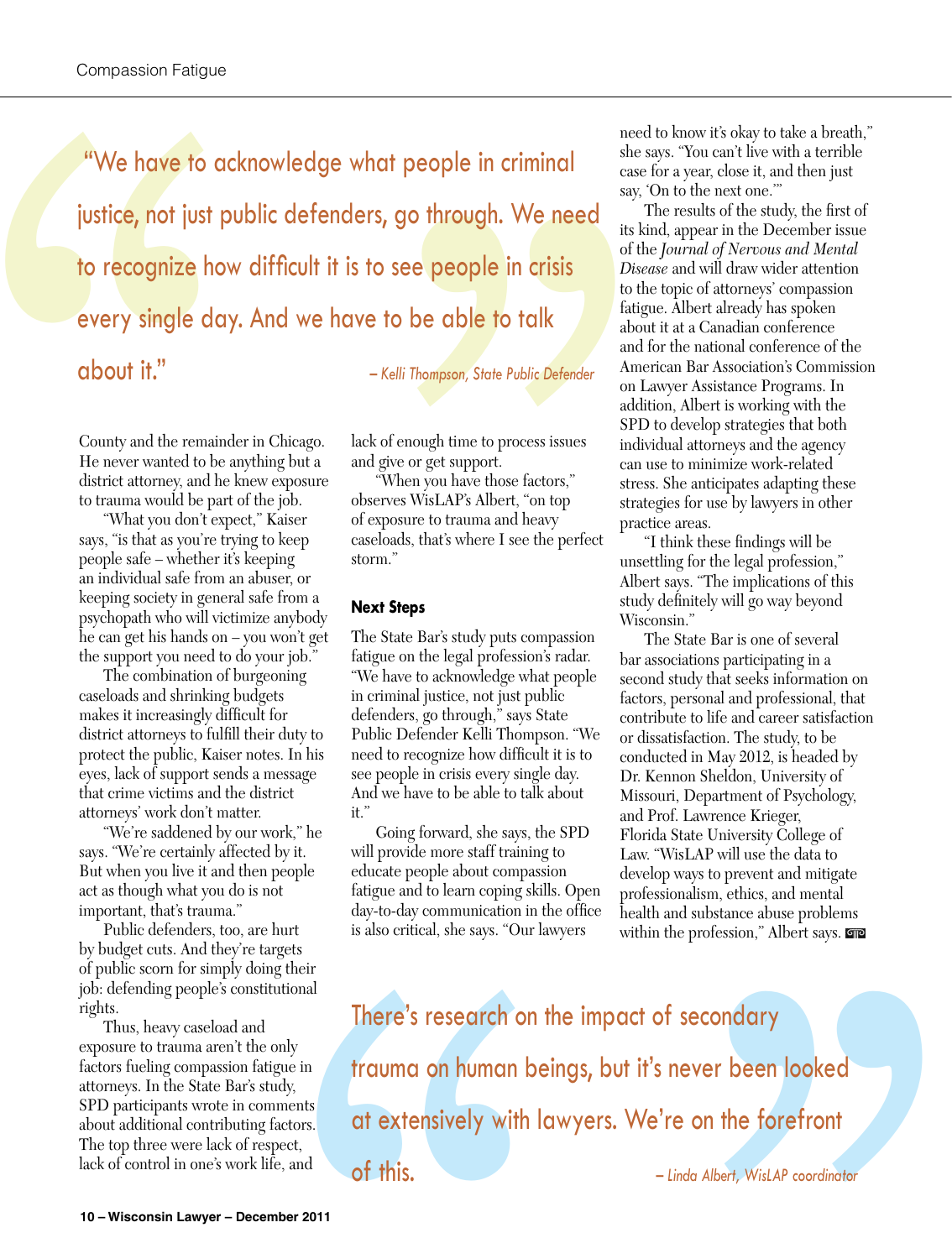> "We have to acknowledge what people in criminal justice, not just public defenders, go through. We need to recognize how difficult it is to see people in crisis every single day. And we have to be able to talk about it."
>
> *– Kelli Thompson, State Public Defender*

County and the remainder in Chicago. He never wanted to be anything but a district attorney, and he knew exposure to trauma would be part of the job.

"What you don't expect," Kaiser says, "is that as you're trying to keep people safe – whether it's keeping an individual safe from an abuser, or keeping society in general safe from a psychopath who will victimize anybody he can get his hands on – you won't get the support you need to do your job."

The combination of burgeoning caseloads and shrinking budgets makes it increasingly difficult for district attorneys to fulfill their duty to protect the public, Kaiser notes. In his eyes, lack of support sends a message that crime victims and the district attorneys' work don't matter.

"We're saddened by our work," he says. "We're certainly affected by it. But when you live it and then people act as though what you do is not important, that's trauma."

Public defenders, too, are hurt by budget cuts. And they're targets of public scorn for simply doing their job: defending people's constitutional rights.

Thus, heavy caseload and exposure to trauma aren't the only factors fueling compassion fatigue in attorneys. In the State Bar's study, SPD participants wrote in comments about additional contributing factors. The top three were lack of respect, lack of control in one's work life, and lack of enough time to process issues and give or get support.

"When you have those factors," observes WisLAP's Albert, "on top of exposure to trauma and heavy caseloads, that's where I see the perfect storm."

## Next Steps

The State Bar's study puts compassion fatigue on the legal profession's radar. "We have to acknowledge what people in criminal justice, not just public defenders, go through," says State Public Defender Kelli Thompson. "We need to recognize how difficult it is to see people in crisis every single day. And we have to be able to talk about it."

Going forward, she says, the SPD will provide more staff training to educate people about compassion fatigue and to learn coping skills. Open day-to-day communication in the office is also critical, she says. "Our lawyers need to know it's okay to take a breath," she says. "You can't live with a terrible case for a year, close it, and then just say, 'On to the next one.'"

The results of the study, the first of its kind, appear in the December issue of the *Journal of Nervous and Mental Disease* and will draw wider attention to the topic of attorneys' compassion fatigue. Albert already has spoken about it at a Canadian conference and for the national conference of the American Bar Association's Commission on Lawyer Assistance Programs. In addition, Albert is working with the SPD to develop strategies that both individual attorneys and the agency can use to minimize work-related stress. She anticipates adapting these strategies for use by lawyers in other practice areas.

"I think these findings will be unsettling for the legal profession," Albert says. "The implications of this study definitely will go way beyond Wisconsin."

The State Bar is one of several bar associations participating in a second study that seeks information on factors, personal and professional, that contribute to life and career satisfaction or dissatisfaction. The study, to be conducted in May 2012, is headed by Dr. Kennon Sheldon, University of Missouri, Department of Psychology, and Prof. Lawrence Krieger, Florida State University College of Law. "WisLAP will use the data to develop ways to prevent and mitigate professionalism, ethics, and mental health and substance abuse problems within the profession," Albert says.

> There's research on the impact of secondary trauma on human beings, but it's never been looked at extensively with lawyers. We're on the forefront of this.
>
> *– Linda Albert, WisLAP coordinator*